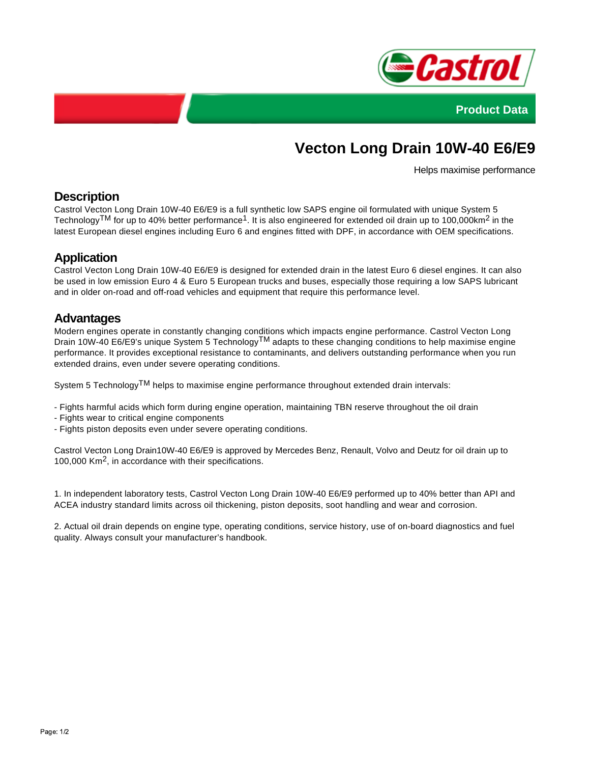Product Data

# Vecton Long Drain 10W-40 E6/E9

Helps maximise performance

## Description

Castrol Vecton Long Drain 10W-40 E6/E9 is a full synthetic low SAPS engine oil formulated with unique System 5 Technology™ for up to 40% better performance[1]. It is also engineered for extended oil drain up to 100,000km[2] in the latest European diesel engines including Euro 6 and engines fitted with DPF, in accordance with OEM specifications.

## Application

Castrol Vecton Long Drain 10W-40 E6/E9 is designed for extended drain in the latest Euro 6 diesel engines. It can also be used in low emission Euro 4 & Euro 5 European trucks and buses, especially those requiring a low SAPS lubricant and in older on-road and off-road vehicles and equipment that require this performance level.

## Advantages

Modern engines operate in constantly changing conditions which impacts engine performance. Castrol Vecton Long Drain 10W-40 E6/E9's unique System 5 Technology™ adapts to these changing conditions to help maximise engine performance. It provides exceptional resistance to contaminants, and delivers outstanding performance when you run extended drains, even under severe operating conditions.

System 5 Technology™ helps to maximise engine performance throughout extended drain intervals:

- Fights harmful acids which form during engine operation, maintaining TBN reserve throughout the oil drain
- Fights wear to critical engine components
- Fights piston deposits even under severe operating conditions.

Castrol Vecton Long Drain10W-40 E6/E9 is approved by Mercedes Benz, Renault, Volvo and Deutz for oil drain up to 100,000 Km[2], in accordance with their specifications.

1. In independent laboratory tests, Castrol Vecton Long Drain 10W-40 E6/E9 performed up to 40% better than API and ACEA industry standard limits across oil thickening, piston deposits, soot handling and wear and corrosion.

2. Actual oil drain depends on engine type, operating conditions, service history, use of on-board diagnostics and fuel quality. Always consult your manufacturer's handbook.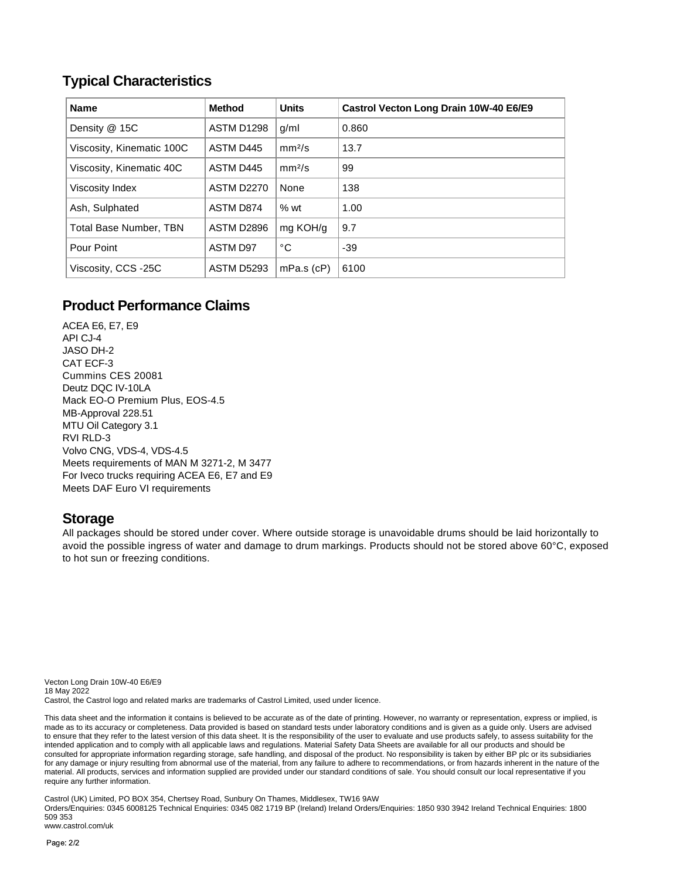## Typical Characteristics

| Name | Method | Units | Castrol Vecton Long Drain 10W-40 E6/E9 |
|---|---|---|---|
| Density @ 15C | ASTM D1298 | g/ml | 0.860 |
| Viscosity, Kinematic 100C | ASTM D445 | $mm^2/s$ | 13.7 |
| Viscosity, Kinematic 40C | ASTM D445 | $mm^2/s$ | 99 |
| Viscosity Index | ASTM D2270 | None | 138 |
| Ash, Sulphated | ASTM D874 | % wt | 1.00 |
| Total Base Number, TBN | ASTM D2896 | mg KOH/g | 9.7 |
| Pour Point | ASTM D97 | °C | -39 |
| Viscosity, CCS -25C | ASTM D5293 | mPa.s (cP) | 6100 |

## Product Performance Claims

ACEA E6, E7, E9
API CJ-4
JASO DH-2
CAT ECF-3
Cummins CES 20081
Deutz DQC IV-10LA
Mack EO-O Premium Plus, EOS-4.5
MB-Approval 228.51
MTU Oil Category 3.1
RVI RLD-3
Volvo CNG, VDS-4, VDS-4.5
Meets requirements of MAN M 3271-2, M 3477
For Iveco trucks requiring ACEA E6, E7 and E9
Meets DAF Euro VI requirements

## Storage

All packages should be stored under cover. Where outside storage is unavoidable drums should be laid horizontally to avoid the possible ingress of water and damage to drum markings. Products should not be stored above 60°C, exposed to hot sun or freezing conditions.

Vecton Long Drain 10W-40 E6/E9
18 May 2022
Castrol, the Castrol logo and related marks are trademarks of Castrol Limited, used under licence.

This data sheet and the information it contains is believed to be accurate as of the date of printing. However, no warranty or representation, express or implied, is made as to its accuracy or completeness. Data provided is based on standard tests under laboratory conditions and is given as a guide only. Users are advised to ensure that they refer to the latest version of this data sheet. It is the responsibility of the user to evaluate and use products safely, to assess suitability for the intended application and to comply with all applicable laws and regulations. Material Safety Data Sheets are available for all our products and should be consulted for appropriate information regarding storage, safe handling, and disposal of the product. No responsibility is taken by either BP plc or its subsidiaries for any damage or injury resulting from abnormal use of the material, from any failure to adhere to recommendations, or from hazards inherent in the nature of the material. All products, services and information supplied are provided under our standard conditions of sale. You should consult our local representative if you require any further information.

Castrol (UK) Limited, PO BOX 354, Chertsey Road, Sunbury On Thames, Middlesex, TW16 9AW
Orders/Enquiries: 0345 6008125 Technical Enquiries: 0345 082 1719 BP (Ireland) Ireland Orders/Enquiries: 1850 930 3942 Ireland Technical Enquiries: 1800 509 353
www.castrol.com/uk